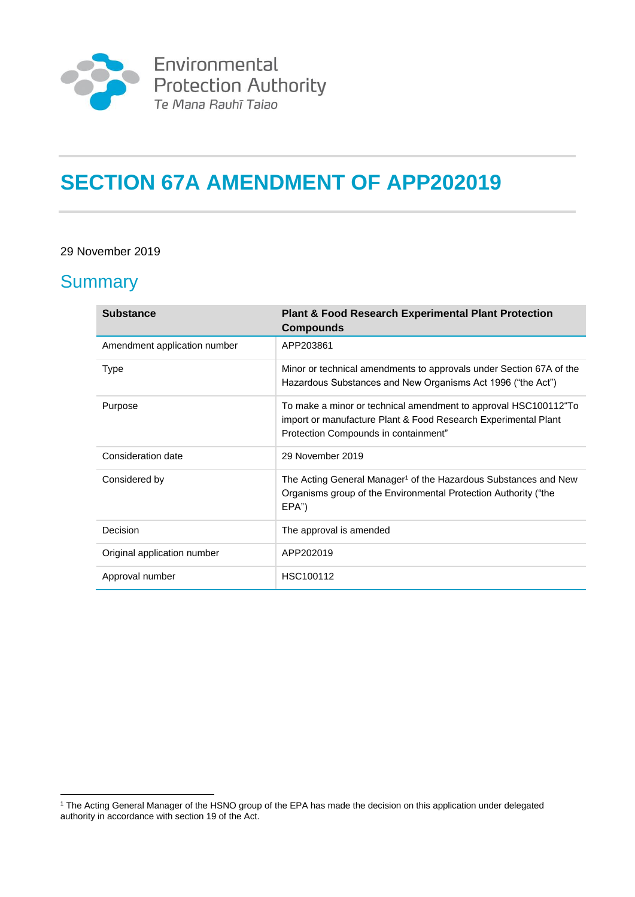Environmental Protection Authority
*Te Mana Rauhī Taiao*

# SECTION 67A AMENDMENT OF APP202019

29 November 2019

## Summary

| Substance | Plant & Food Research Experimental Plant Protection Compounds |
|---|---|
| Amendment application number | APP203861 |
| Type | Minor or technical amendments to approvals under Section 67A of the Hazardous Substances and New Organisms Act 1996 ("the Act") |
| Purpose | To make a minor or technical amendment to approval HSC100112"To import or manufacture Plant & Food Research Experimental Plant Protection Compounds in containment" |
| Consideration date | 29 November 2019 |
| Considered by | The Acting General Manager[1] of the Hazardous Substances and New Organisms group of the Environmental Protection Authority ("the EPA") |
| Decision | The approval is amended |
| Original application number | APP202019 |
| Approval number | HSC100112 |

[1] The Acting General Manager of the HSNO group of the EPA has made the decision on this application under delegated authority in accordance with section 19 of the Act.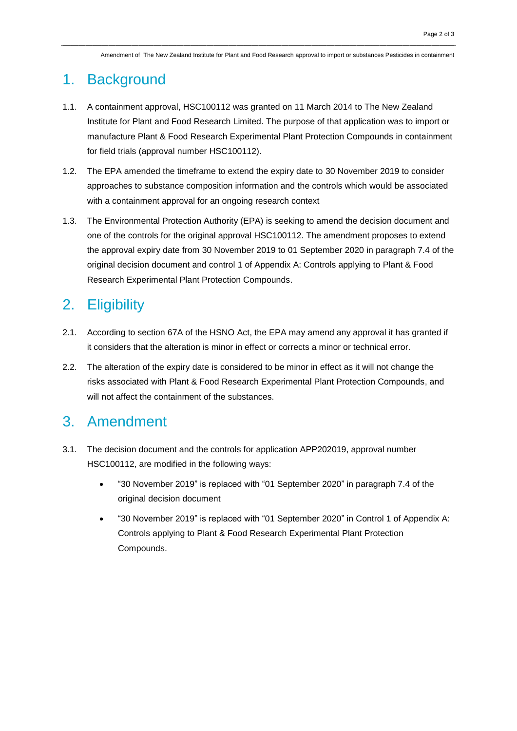# 1. Background

1.1. A containment approval, HSC100112 was granted on 11 March 2014 to The New Zealand Institute for Plant and Food Research Limited. The purpose of that application was to import or manufacture Plant & Food Research Experimental Plant Protection Compounds in containment for field trials (approval number HSC100112).

1.2. The EPA amended the timeframe to extend the expiry date to 30 November 2019 to consider approaches to substance composition information and the controls which would be associated with a containment approval for an ongoing research context

1.3. The Environmental Protection Authority (EPA) is seeking to amend the decision document and one of the controls for the original approval HSC100112. The amendment proposes to extend the approval expiry date from 30 November 2019 to 01 September 2020 in paragraph 7.4 of the original decision document and control 1 of Appendix A: Controls applying to Plant & Food Research Experimental Plant Protection Compounds.

# 2. Eligibility

2.1. According to section 67A of the HSNO Act, the EPA may amend any approval it has granted if it considers that the alteration is minor in effect or corrects a minor or technical error.

2.2. The alteration of the expiry date is considered to be minor in effect as it will not change the risks associated with Plant & Food Research Experimental Plant Protection Compounds, and will not affect the containment of the substances.

# 3. Amendment

3.1. The decision document and the controls for application APP202019, approval number HSC100112, are modified in the following ways:

- "30 November 2019" is replaced with "01 September 2020" in paragraph 7.4 of the original decision document
- "30 November 2019" is replaced with "01 September 2020" in Control 1 of Appendix A: Controls applying to Plant & Food Research Experimental Plant Protection Compounds.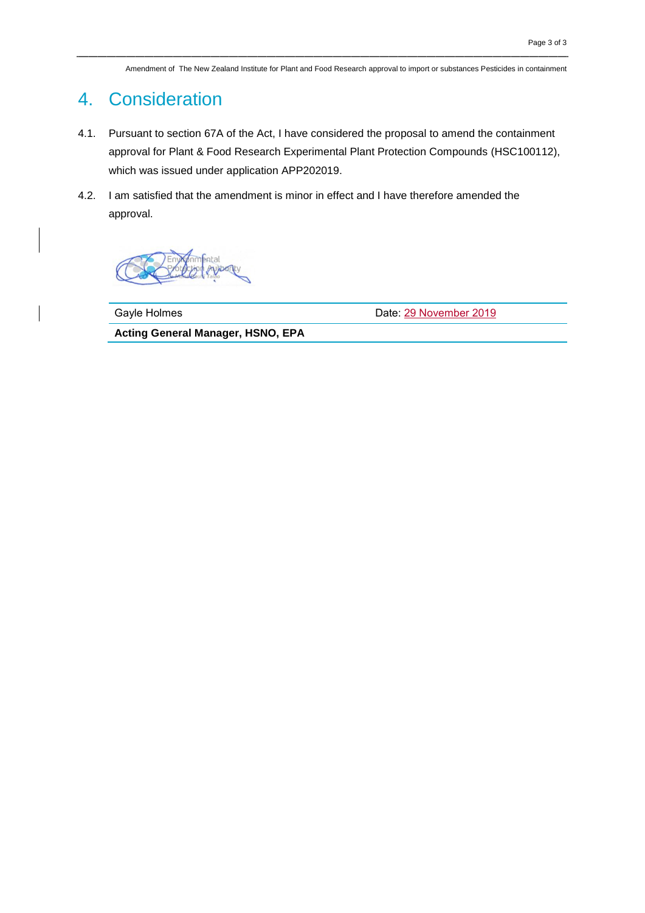## 4. Consideration

4.1. Pursuant to section 67A of the Act, I have considered the proposal to amend the containment approval for Plant & Food Research Experimental Plant Protection Compounds (HSC100112), which was issued under application APP202019.

4.2. I am satisfied that the amendment is minor in effect and I have therefore amended the approval.

| | |
|---|---|
| Gayle Holmes | Date: 29 November 2019 |
| **Acting General Manager, HSNO, EPA** | |